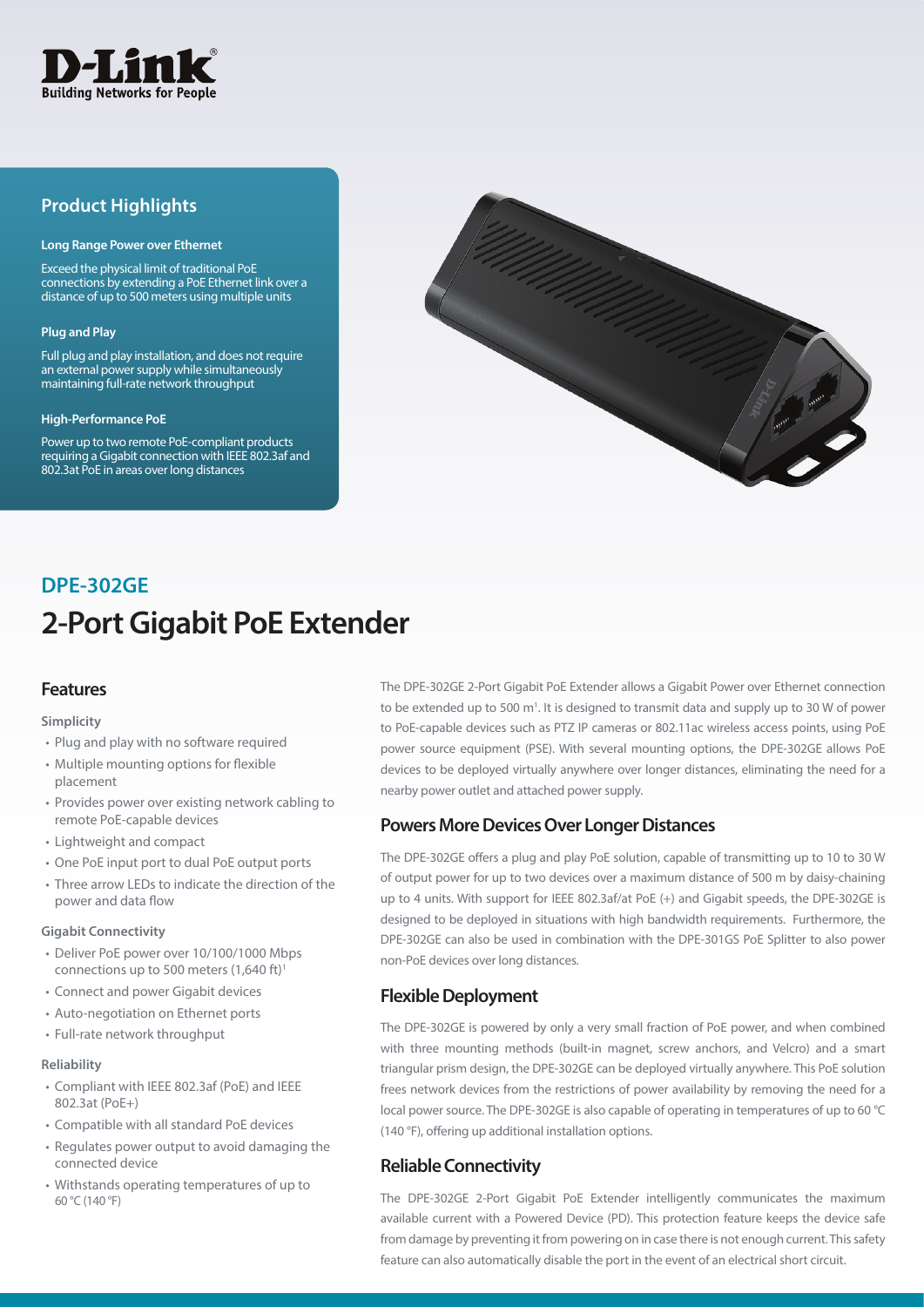D-Link
Building Networks for People

## Product Highlights

**Long Range Power over Ethernet**

Exceed the physical limit of traditional PoE connections by extending a PoE Ethernet link over a distance of up to 500 meters using multiple units

**Plug and Play**

Full plug and play installation, and does not require an external power supply while simultaneously maintaining full-rate network throughput

**High-Performance PoE**

Power up to two remote PoE-compliant products requiring a Gigabit connection with IEEE 802.3af and 802.3at PoE in areas over long distances

## DPE-302GE

# 2-Port Gigabit PoE Extender

## Features

**Simplicity**

- Plug and play with no software required
- Multiple mounting options for flexible placement
- Provides power over existing network cabling to remote PoE-capable devices
- Lightweight and compact
- One PoE input port to dual PoE output ports
- Three arrow LEDs to indicate the direction of the power and data flow

**Gigabit Connectivity**

- Deliver PoE power over 10/100/1000 Mbps connections up to 500 meters (1,640 ft)[1]
- Connect and power Gigabit devices
- Auto-negotiation on Ethernet ports
- Full-rate network throughput

**Reliability**

- Compliant with IEEE 802.3af (PoE) and IEEE 802.3at (PoE+)
- Compatible with all standard PoE devices
- Regulates power output to avoid damaging the connected device
- Withstands operating temperatures of up to 60 °C (140 °F)

The DPE-302GE 2-Port Gigabit PoE Extender allows a Gigabit Power over Ethernet connection to be extended up to 500 m[1]. It is designed to transmit data and supply up to 30 W of power to PoE-capable devices such as PTZ IP cameras or 802.11ac wireless access points, using PoE power source equipment (PSE). With several mounting options, the DPE-302GE allows PoE devices to be deployed virtually anywhere over longer distances, eliminating the need for a nearby power outlet and attached power supply.

### Powers More Devices Over Longer Distances

The DPE-302GE offers a plug and play PoE solution, capable of transmitting up to 10 to 30 W of output power for up to two devices over a maximum distance of 500 m by daisy-chaining up to 4 units. With support for IEEE 802.3af/at PoE (+) and Gigabit speeds, the DPE-302GE is designed to be deployed in situations with high bandwidth requirements. Furthermore, the DPE-302GE can also be used in combination with the DPE-301GS PoE Splitter to also power non-PoE devices over long distances.

### Flexible Deployment

The DPE-302GE is powered by only a very small fraction of PoE power, and when combined with three mounting methods (built-in magnet, screw anchors, and Velcro) and a smart triangular prism design, the DPE-302GE can be deployed virtually anywhere. This PoE solution frees network devices from the restrictions of power availability by removing the need for a local power source. The DPE-302GE is also capable of operating in temperatures of up to 60 °C (140 °F), offering up additional installation options.

### Reliable Connectivity

The DPE-302GE 2-Port Gigabit PoE Extender intelligently communicates the maximum available current with a Powered Device (PD). This protection feature keeps the device safe from damage by preventing it from powering on in case there is not enough current. This safety feature can also automatically disable the port in the event of an electrical short circuit.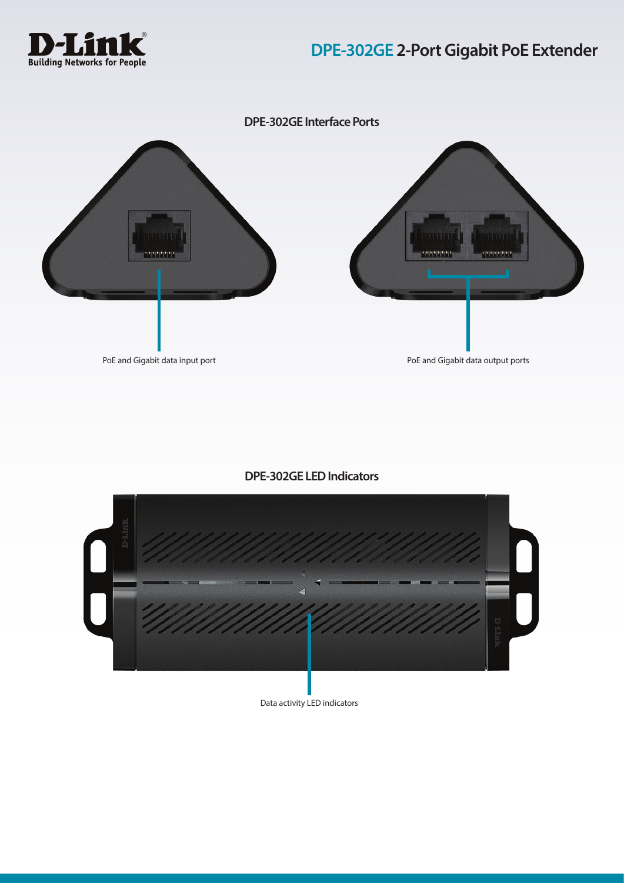# DPE-302GE 2-Port Gigabit PoE Extender

## DPE-302GE Interface Ports

PoE and Gigabit data input port

PoE and Gigabit data output ports

## DPE-302GE LED Indicators

Data activity LED indicators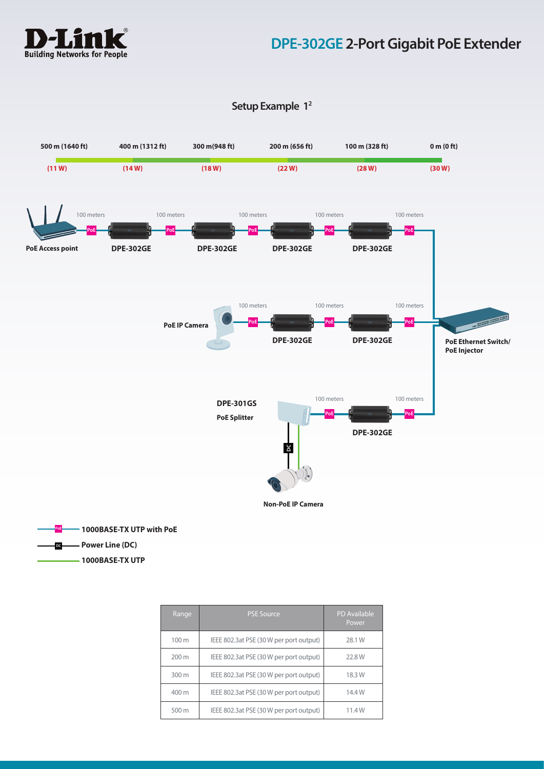# DPE-302GE 2-Port Gigabit PoE Extender

## Setup Example 1[2]

| 500 m (1640 ft) | 400 m (1312 ft) | 300 m(948 ft) | 200 m (656 ft) | 100 m (328 ft) | 0 m (0 ft) |
|---|---|---|---|---|---|
| (11 W) | (14 W) | (18 W) | (22 W) | (28 W) | (30 W) |

PoE Access point — 100 meters — DPE-302GE — 100 meters — DPE-302GE — 100 meters — DPE-302GE — 100 meters — DPE-302GE — 100 meters — PoE Ethernet Switch/ PoE Injector

PoE IP Camera — 100 meters — DPE-302GE — 100 meters — DPE-302GE — 100 meters — PoE Ethernet Switch/ PoE Injector

Non-PoE IP Camera — DPE-301GS PoE Splitter — 100 meters — DPE-302GE — 100 meters — PoE Ethernet Switch/ PoE Injector

**1000BASE-TX UTP with PoE**

**Power Line (DC)**

**1000BASE-TX UTP**

| Range | PSE Source | PD Available Power |
|---|---|---|
| 100 m | IEEE 802.3at PSE (30 W per port output) | 28.1 W |
| 200 m | IEEE 802.3at PSE (30 W per port output) | 22.8 W |
| 300 m | IEEE 802.3at PSE (30 W per port output) | 18.3 W |
| 400 m | IEEE 802.3at PSE (30 W per port output) | 14.4 W |
| 500 m | IEEE 802.3at PSE (30 W per port output) | 11.4 W |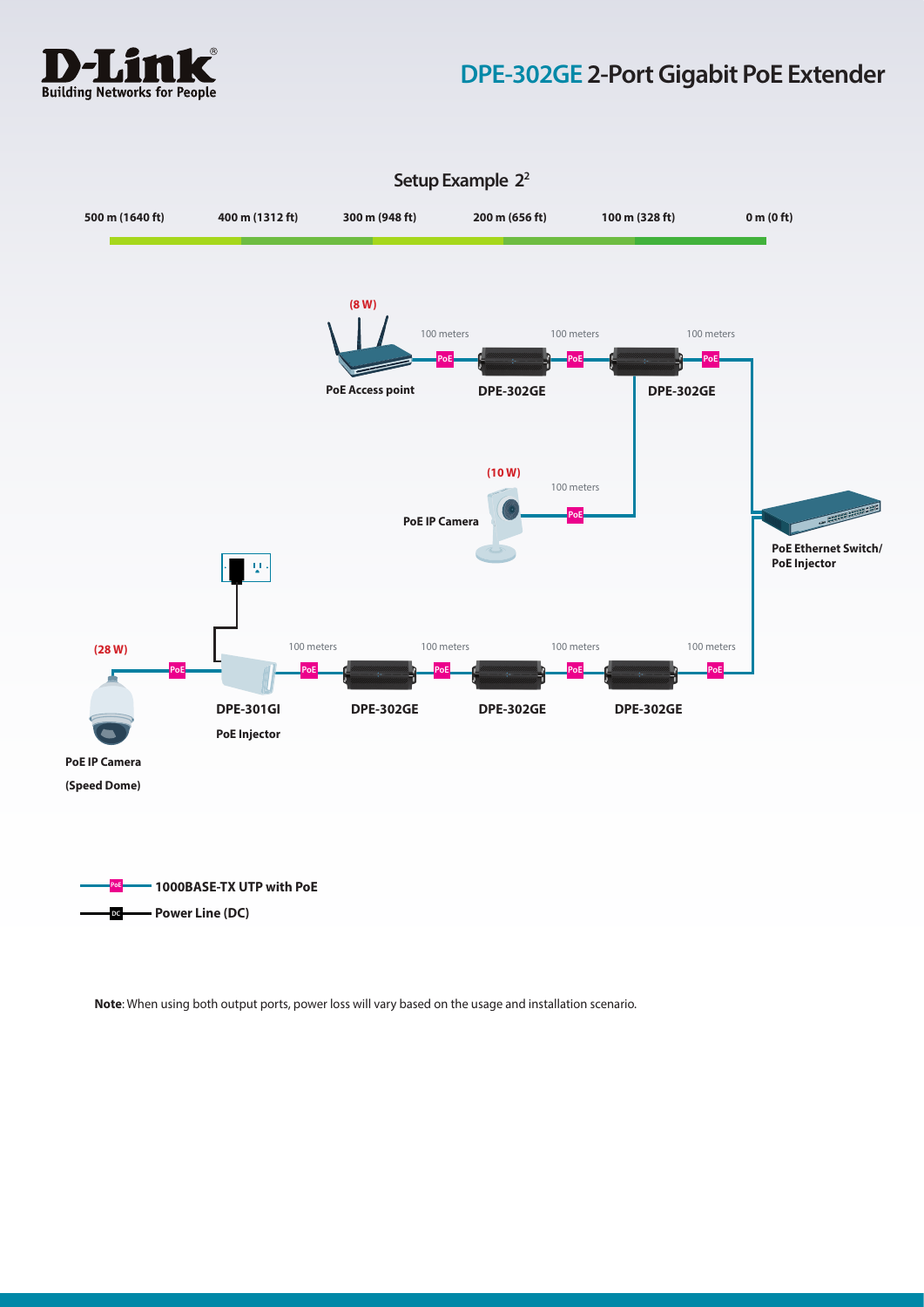# DPE-302GE 2-Port Gigabit PoE Extender

## Setup Example 2[2]

500 m (1640 ft) | 400 m (1312 ft) | 300 m (948 ft) | 200 m (656 ft) | 100 m (328 ft) | 0 m (0 ft)

(8 W) PoE Access point — 100 meters — DPE-302GE — 100 meters — DPE-302GE — 100 meters — PoE Ethernet Switch/ PoE Injector

(10 W) PoE IP Camera — 100 meters — DPE-302GE

(28 W) PoE IP Camera (Speed Dome) — DPE-301GI PoE Injector — 100 meters — DPE-302GE — 100 meters — DPE-302GE — 100 meters — DPE-302GE — 100 meters — PoE Ethernet Switch/ PoE Injector

PoE — 1000BASE-TX UTP with PoE

DC — Power Line (DC)

**Note**: When using both output ports, power loss will vary based on the usage and installation scenario.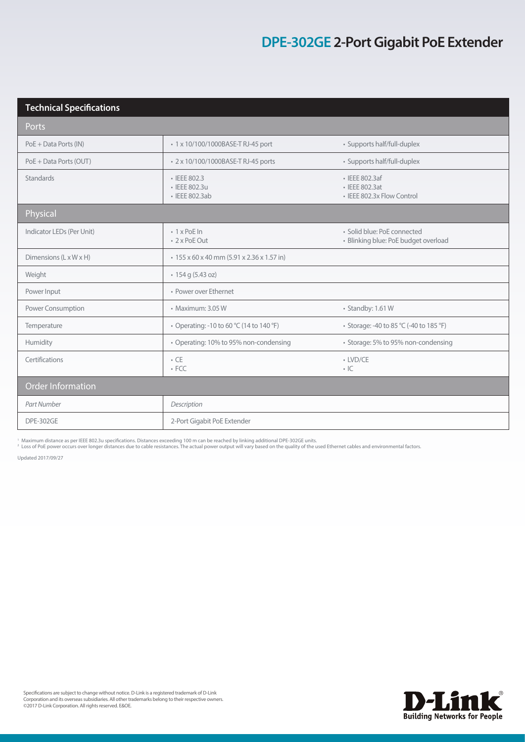# DPE-302GE 2-Port Gigabit PoE Extender

## Technical Specifications

| | | |
|---|---|---|
| **Ports** | | |
| PoE + Data Ports (IN) | • 1 x 10/100/1000BASE-T RJ-45 port | • Supports half/full-duplex |
| PoE + Data Ports (OUT) | • 2 x 10/100/1000BASE-T RJ-45 ports | • Supports half/full-duplex |
| Standards | • IEEE 802.3<br>• IEEE 802.3u<br>• IEEE 802.3ab | • IEEE 802.3af<br>• IEEE 802.3at<br>• IEEE 802.3x Flow Control |
| **Physical** | | |
| Indicator LEDs (Per Unit) | • 1 x PoE In<br>• 2 x PoE Out | • Solid blue: PoE connected<br>• Blinking blue: PoE budget overload |
| Dimensions (L x W x H) | • 155 x 60 x 40 mm (5.91 x 2.36 x 1.57 in) | |
| Weight | • 154 g (5.43 oz) | |
| Power Input | • Power over Ethernet | |
| Power Consumption | • Maximum: 3.05 W | • Standby: 1.61 W |
| Temperature | • Operating: -10 to 60 °C (14 to 140 °F) | • Storage: -40 to 85 °C (-40 to 185 °F) |
| Humidity | • Operating: 10% to 95% non-condensing | • Storage: 5% to 95% non-condensing |
| Certifications | • CE<br>• FCC | • LVD/CE<br>• IC |
| **Order Information** | | |
| *Part Number* | *Description* | |
| DPE-302GE | 2-Port Gigabit PoE Extender | |

[1] Maximum distance as per IEEE 802.3u specifications. Distances exceeding 100 m can be reached by linking additional DPE-302GE units.
[2] Loss of PoE power occurs over longer distances due to cable resistances. The actual power output will vary based on the quality of the used Ethernet cables and environmental factors.

Updated 2017/09/27

Specifications are subject to change without notice. D-Link is a registered trademark of D-Link Corporation and its overseas subsidiaries. All other trademarks belong to their respective owners.
©2017 D-Link Corporation. All rights reserved. E&OE.

D-Link®
Building Networks for People